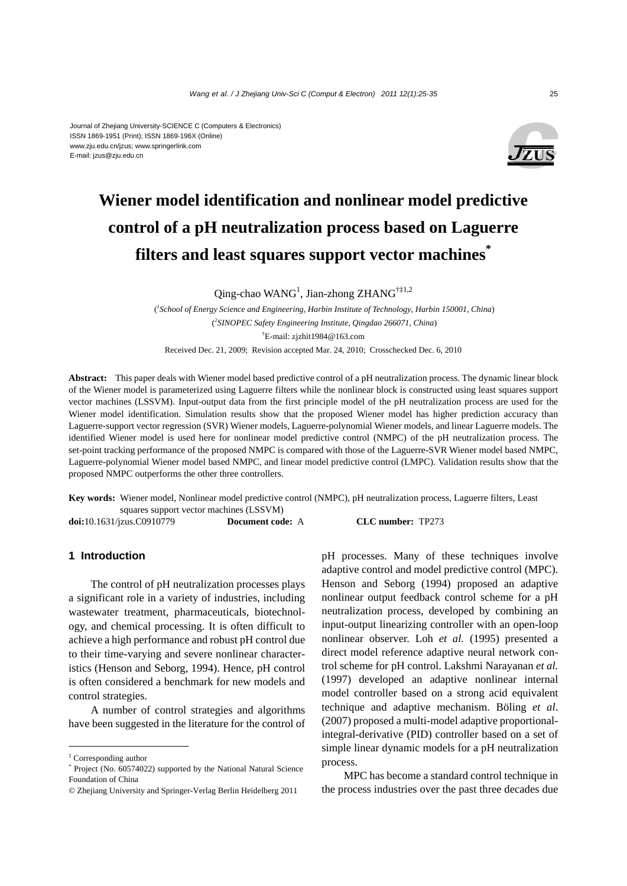Journal of Zhejiang University-SCIENCE C (Computers & Electronics)
ISSN 1869-1951 (Print); ISSN 1869-196X (Online)
www.zju.edu.cn/jzus; www.springerlink.com
E-mail: jzus@zju.edu.cn

# Wiener model identification and nonlinear model predictive control of a pH neutralization process based on Laguerre filters and least squares support vector machines*

Qing-chao WANG[1], Jian-zhong ZHANG[†‡1,2]

([1]*School of Energy Science and Engineering, Harbin Institute of Technology, Harbin 150001, China*)

([2]*SINOPEC Safety Engineering Institute, Qingdao 266071, China*)

[†]E-mail: zjzhit1984@163.com

Received Dec. 21, 2009; Revision accepted Mar. 24, 2010; Crosschecked Dec. 6, 2010

**Abstract:** This paper deals with Wiener model based predictive control of a pH neutralization process. The dynamic linear block of the Wiener model is parameterized using Laguerre filters while the nonlinear block is constructed using least squares support vector machines (LSSVM). Input-output data from the first principle model of the pH neutralization process are used for the Wiener model identification. Simulation results show that the proposed Wiener model has higher prediction accuracy than Laguerre-support vector regression (SVR) Wiener models, Laguerre-polynomial Wiener models, and linear Laguerre models. The identified Wiener model is used here for nonlinear model predictive control (NMPC) of the pH neutralization process. The set-point tracking performance of the proposed NMPC is compared with those of the Laguerre-SVR Wiener model based NMPC, Laguerre-polynomial Wiener model based NMPC, and linear model predictive control (LMPC). Validation results show that the proposed NMPC outperforms the other three controllers.

**Key words:** Wiener model, Nonlinear model predictive control (NMPC), pH neutralization process, Laguerre filters, Least squares support vector machines (LSSVM)

**doi:**10.1631/jzus.C0910779 **Document code:** A **CLC number:** TP273

## 1 Introduction

The control of pH neutralization processes plays a significant role in a variety of industries, including wastewater treatment, pharmaceuticals, biotechnology, and chemical processing. It is often difficult to achieve a high performance and robust pH control due to their time-varying and severe nonlinear characteristics (Henson and Seborg, 1994). Hence, pH control is often considered a benchmark for new models and control strategies.

A number of control strategies and algorithms have been suggested in the literature for the control of pH processes. Many of these techniques involve adaptive control and model predictive control (MPC). Henson and Seborg (1994) proposed an adaptive nonlinear output feedback control scheme for a pH neutralization process, developed by combining an input-output linearizing controller with an open-loop nonlinear observer. Loh *et al.* (1995) presented a direct model reference adaptive neural network control scheme for pH control. Lakshmi Narayanan *et al.* (1997) developed an adaptive nonlinear internal model controller based on a strong acid equivalent technique and adaptive mechanism. Böling *et al*. (2007) proposed a multi-model adaptive proportional-integral-derivative (PID) controller based on a set of simple linear dynamic models for a pH neutralization process.

MPC has become a standard control technique in the process industries over the past three decades due

---

[‡] Corresponding author

[*] Project (No. 60574022) supported by the National Natural Science Foundation of China

© Zhejiang University and Springer-Verlag Berlin Heidelberg 2011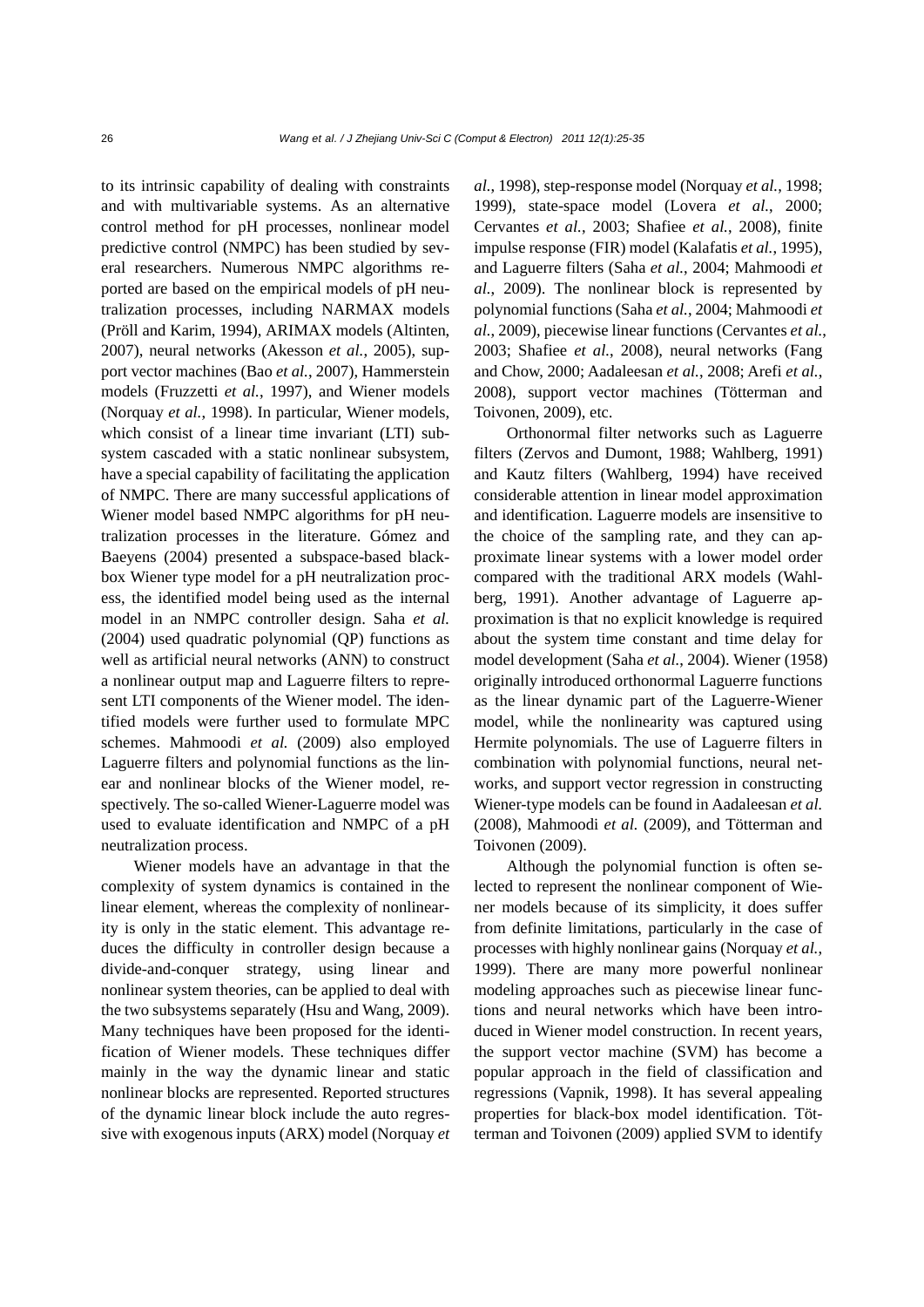to its intrinsic capability of dealing with constraints and with multivariable systems. As an alternative control method for pH processes, nonlinear model predictive control (NMPC) has been studied by several researchers. Numerous NMPC algorithms reported are based on the empirical models of pH neutralization processes, including NARMAX models (Pröll and Karim, 1994), ARIMAX models (Altinten, 2007), neural networks (Akesson *et al.*, 2005), support vector machines (Bao *et al.*, 2007), Hammerstein models (Fruzzetti *et al.*, 1997), and Wiener models (Norquay *et al.*, 1998). In particular, Wiener models, which consist of a linear time invariant (LTI) subsystem cascaded with a static nonlinear subsystem, have a special capability of facilitating the application of NMPC. There are many successful applications of Wiener model based NMPC algorithms for pH neutralization processes in the literature. Gómez and Baeyens (2004) presented a subspace-based black-box Wiener type model for a pH neutralization process, the identified model being used as the internal model in an NMPC controller design. Saha *et al.* (2004) used quadratic polynomial (QP) functions as well as artificial neural networks (ANN) to construct a nonlinear output map and Laguerre filters to represent LTI components of the Wiener model. The identified models were further used to formulate MPC schemes. Mahmoodi *et al.* (2009) also employed Laguerre filters and polynomial functions as the linear and nonlinear blocks of the Wiener model, respectively. The so-called Wiener-Laguerre model was used to evaluate identification and NMPC of a pH neutralization process.

Wiener models have an advantage in that the complexity of system dynamics is contained in the linear element, whereas the complexity of nonlinearity is only in the static element. This advantage reduces the difficulty in controller design because a divide-and-conquer strategy, using linear and nonlinear system theories, can be applied to deal with the two subsystems separately (Hsu and Wang, 2009). Many techniques have been proposed for the identification of Wiener models. These techniques differ mainly in the way the dynamic linear and static nonlinear blocks are represented. Reported structures of the dynamic linear block include the auto regressive with exogenous inputs (ARX) model (Norquay *et al.*, 1998), step-response model (Norquay *et al.*, 1998; 1999), state-space model (Lovera *et al.*, 2000; Cervantes *et al.*, 2003; Shafiee *et al.*, 2008), finite impulse response (FIR) model (Kalafatis *et al.*, 1995), and Laguerre filters (Saha *et al.*, 2004; Mahmoodi *et al.*, 2009). The nonlinear block is represented by polynomial functions (Saha *et al.*, 2004; Mahmoodi *et al.*, 2009), piecewise linear functions (Cervantes *et al.*, 2003; Shafiee *et al.*, 2008), neural networks (Fang and Chow, 2000; Aadaleesan *et al.*, 2008; Arefi *et al.*, 2008), support vector machines (Tötterman and Toivonen, 2009), etc.

Orthonormal filter networks such as Laguerre filters (Zervos and Dumont, 1988; Wahlberg, 1991) and Kautz filters (Wahlberg, 1994) have received considerable attention in linear model approximation and identification. Laguerre models are insensitive to the choice of the sampling rate, and they can approximate linear systems with a lower model order compared with the traditional ARX models (Wahlberg, 1991). Another advantage of Laguerre approximation is that no explicit knowledge is required about the system time constant and time delay for model development (Saha *et al.*, 2004). Wiener (1958) originally introduced orthonormal Laguerre functions as the linear dynamic part of the Laguerre-Wiener model, while the nonlinearity was captured using Hermite polynomials. The use of Laguerre filters in combination with polynomial functions, neural networks, and support vector regression in constructing Wiener-type models can be found in Aadaleesan *et al.* (2008), Mahmoodi *et al.* (2009), and Tötterman and Toivonen (2009).

Although the polynomial function is often selected to represent the nonlinear component of Wiener models because of its simplicity, it does suffer from definite limitations, particularly in the case of processes with highly nonlinear gains (Norquay *et al.*, 1999). There are many more powerful nonlinear modeling approaches such as piecewise linear functions and neural networks which have been introduced in Wiener model construction. In recent years, the support vector machine (SVM) has become a popular approach in the field of classification and regressions (Vapnik, 1998). It has several appealing properties for black-box model identification. Tötterman and Toivonen (2009) applied SVM to identify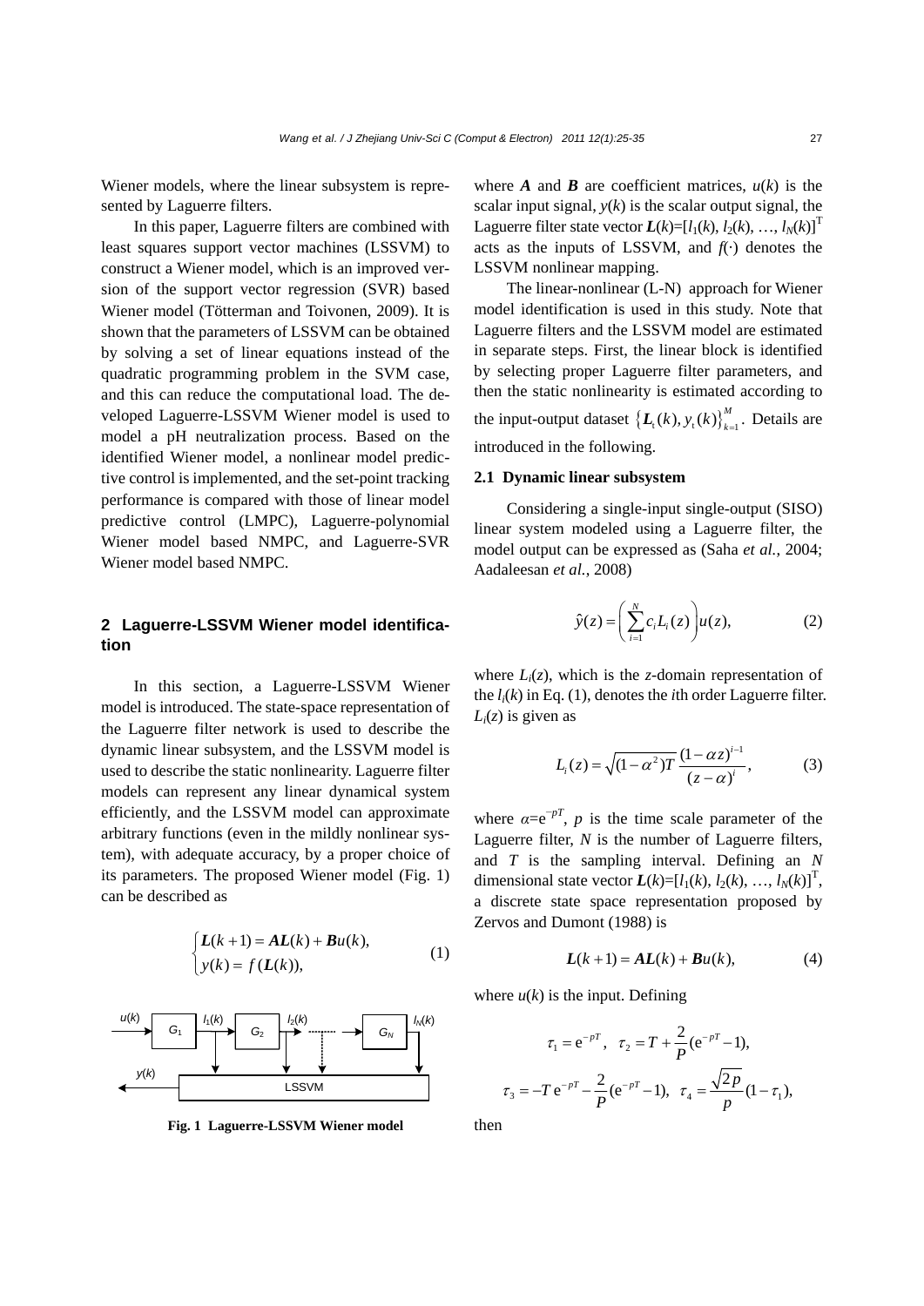Wiener models, where the linear subsystem is represented by Laguerre filters.

In this paper, Laguerre filters are combined with least squares support vector machines (LSSVM) to construct a Wiener model, which is an improved version of the support vector regression (SVR) based Wiener model (Tötterman and Toivonen, 2009). It is shown that the parameters of LSSVM can be obtained by solving a set of linear equations instead of the quadratic programming problem in the SVM case, and this can reduce the computational load. The developed Laguerre-LSSVM Wiener model is used to model a pH neutralization process. Based on the identified Wiener model, a nonlinear model predictive control is implemented, and the set-point tracking performance is compared with those of linear model predictive control (LMPC), Laguerre-polynomial Wiener model based NMPC, and Laguerre-SVR Wiener model based NMPC.

## 2 Laguerre-LSSVM Wiener model identification

In this section, a Laguerre-LSSVM Wiener model is introduced. The state-space representation of the Laguerre filter network is used to describe the dynamic linear subsystem, and the LSSVM model is used to describe the static nonlinearity. Laguerre filter models can represent any linear dynamical system efficiently, and the LSSVM model can approximate arbitrary functions (even in the mildly nonlinear system), with adequate accuracy, by a proper choice of its parameters. The proposed Wiener model (Fig. 1) can be described as

$$\begin{cases} \boldsymbol{L}(k+1) = \boldsymbol{A}\boldsymbol{L}(k) + \boldsymbol{B}u(k), \\ y(k) = f(\boldsymbol{L}(k)), \end{cases} \quad (1)$$

**Fig. 1 Laguerre-LSSVM Wiener model**

where $\boldsymbol{A}$ and $\boldsymbol{B}$ are coefficient matrices, $u(k)$ is the scalar input signal, $y(k)$ is the scalar output signal, the Laguerre filter state vector $\boldsymbol{L}(k)=[l_1(k), l_2(k), \ldots, l_N(k)]^{\mathrm{T}}$ acts as the inputs of LSSVM, and $f(\cdot)$ denotes the LSSVM nonlinear mapping.

The linear-nonlinear (L-N) approach for Wiener model identification is used in this study. Note that Laguerre filters and the LSSVM model are estimated in separate steps. First, the linear block is identified by selecting proper Laguerre filter parameters, and then the static nonlinearity is estimated according to the input-output dataset $\{\boldsymbol{L}_{\mathrm{t}}(k), y_{\mathrm{t}}(k)\}_{k=1}^{M}$. Details are introduced in the following.

### 2.1 Dynamic linear subsystem

Considering a single-input single-output (SISO) linear system modeled using a Laguerre filter, the model output can be expressed as (Saha *et al.*, 2004; Aadaleesan *et al.*, 2008)

$$\hat{y}(z) = \left(\sum_{i=1}^{N} c_i L_i(z)\right) u(z), \quad (2)$$

where $L_i(z)$, which is the $z$-domain representation of the $l_i(k)$ in Eq. (1), denotes the $i$th order Laguerre filter. $L_i(z)$ is given as

$$L_i(z) = \sqrt{(1-\alpha^2)T}\,\frac{(1-\alpha z)^{i-1}}{(z-\alpha)^i}, \quad (3)$$

where $\alpha=\mathrm{e}^{-pT}$, $p$ is the time scale parameter of the Laguerre filter, $N$ is the number of Laguerre filters, and $T$ is the sampling interval. Defining an $N$ dimensional state vector $\boldsymbol{L}(k)=[l_1(k), l_2(k), \ldots, l_N(k)]^{\mathrm{T}}$, a discrete state space representation proposed by Zervos and Dumont (1988) is

$$\boldsymbol{L}(k+1) = \boldsymbol{A}\boldsymbol{L}(k) + \boldsymbol{B}u(k), \quad (4)$$

where $u(k)$ is the input. Defining

$$\tau_1 = \mathrm{e}^{-pT}, \quad \tau_2 = T + \frac{2}{P}(\mathrm{e}^{-pT}-1),$$

$$\tau_3 = -T\,\mathrm{e}^{-pT} - \frac{2}{P}(\mathrm{e}^{-pT}-1), \quad \tau_4 = \frac{\sqrt{2p}}{p}(1-\tau_1),$$

then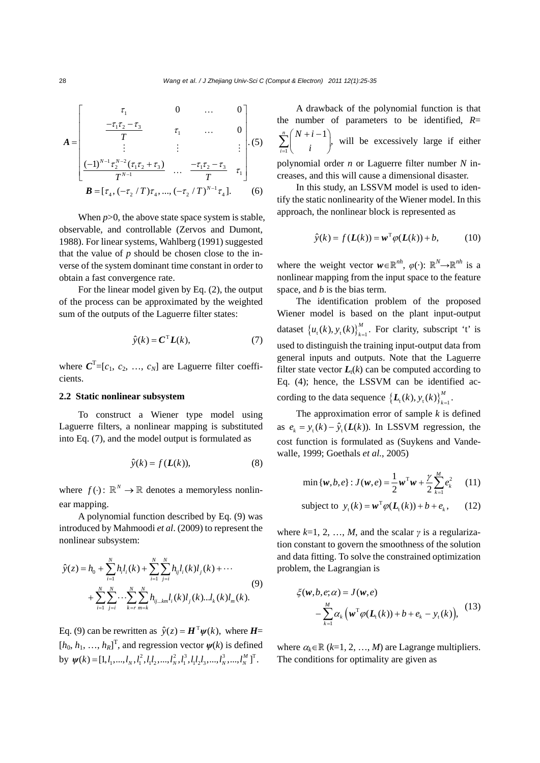$$\boldsymbol{A}=\begin{bmatrix} \tau_1 & 0 & \dots & 0 \\ \dfrac{-\tau_1\tau_2-\tau_3}{T} & \tau_1 & \dots & 0 \\ \vdots & \vdots & & \vdots \\ \dfrac{(-1)^{N-1}\tau_2^{N-2}(\tau_1\tau_2+\tau_3)}{T^{N-1}} & \dots & \dfrac{-\tau_1\tau_2-\tau_3}{T} & \tau_1 \end{bmatrix}. \quad (5)$$

$$\boldsymbol{B}=[\tau_4, (-\tau_2/T)\tau_4, ..., (-\tau_2/T)^{N-1}\tau_4]. \quad (6)$$

When $p$>0, the above state space system is stable, observable, and controllable (Zervos and Dumont, 1988). For linear systems, Wahlberg (1991) suggested that the value of $p$ should be chosen close to the inverse of the system dominant time constant in order to obtain a fast convergence rate.

For the linear model given by Eq. (2), the output of the process can be approximated by the weighted sum of the outputs of the Laguerre filter states:

$$\hat{y}(k)=\boldsymbol{C}^{\mathrm{T}}\boldsymbol{L}(k), \quad (7)$$

where $\boldsymbol{C}^{\mathrm{T}}=[c_1, c_2, \dots, c_N]$ are Laguerre filter coefficients.

### 2.2 Static nonlinear subsystem

To construct a Wiener type model using Laguerre filters, a nonlinear mapping is substituted into Eq. (7), and the model output is formulated as

$$\hat{y}(k)=f(\boldsymbol{L}(k)), \quad (8)$$

where $f(\cdot)$: $\mathbb{R}^N \rightarrow \mathbb{R}$ denotes a memoryless nonlinear mapping.

A polynomial function described by Eq. (9) was introduced by Mahmoodi *et al*. (2009) to represent the nonlinear subsystem:

$$\begin{aligned}\hat{y}(z)=h_0&+\sum_{i=1}^{N}h_i l_i(k)+\sum_{i=1}^{N}\sum_{j=i}^{N}h_{ij}l_i(k)l_j(k)+\cdots \\ &+\sum_{i=1}^{N}\sum_{j=i}^{N}\cdots\sum_{k=r}^{N}\sum_{m=k}^{N}h_{ij\dots km}l_i(k)l_j(k)\dots l_k(k)l_m(k).\end{aligned} \quad (9)$$

Eq. (9) can be rewritten as $\hat{y}(z)=\boldsymbol{H}^{\mathrm{T}}\boldsymbol{\psi}(k)$, where $\boldsymbol{H}$=$[h_0, h_1, \dots, h_R]^{\mathrm{T}}$, and regression vector $\boldsymbol{\psi}(k)$ is defined by $\boldsymbol{\psi}(k)=[1, l_1, ..., l_N, l_1^2, l_1l_2, ..., l_N^2, l_1^3, l_1l_2l_3, ..., l_N^3, ..., l_N^M]^{\mathrm{T}}$.

A drawback of the polynomial function is that the number of parameters to be identified, $R=\sum_{i=1}^{n}\binom{N+i-1}{i}$, will be excessively large if either polynomial order $n$ or Laguerre filter number $N$ increases, and this will cause a dimensional disaster.

In this study, an LSSVM model is used to identify the static nonlinearity of the Wiener model. In this approach, the nonlinear block is represented as

$$\hat{y}(k)=f(\boldsymbol{L}(k))=\boldsymbol{w}^{\mathrm{T}}\varphi(\boldsymbol{L}(k))+b, \quad (10)$$

where the weight vector $\boldsymbol{w}\in\mathbb{R}^{nh}$, $\varphi(\cdot)$: $\mathbb{R}^N\rightarrow\mathbb{R}^{nh}$ is a nonlinear mapping from the input space to the feature space, and $b$ is the bias term.

The identification problem of the proposed Wiener model is based on the plant input-output dataset $\{u_{\mathrm{t}}(k), y_{\mathrm{t}}(k)\}_{k=1}^{M}$. For clarity, subscript 't' is used to distinguish the training input-output data from general inputs and outputs. Note that the Laguerre filter state vector $\boldsymbol{L}_{\mathrm{t}}(k)$ can be computed according to Eq. (4); hence, the LSSVM can be identified according to the data sequence $\{\boldsymbol{L}_{\mathrm{t}}(k), y_{\mathrm{t}}(k)\}_{k=1}^{M}$.

The approximation error of sample $k$ is defined as $e_k=y_{\mathrm{t}}(k)-\hat{y}_{\mathrm{t}}(\boldsymbol{L}(k))$. In LSSVM regression, the cost function is formulated as (Suykens and Vandewalle, 1999; Goethals *et al.*, 2005)

$$\min\{\boldsymbol{w}, b, e\}: J(\boldsymbol{w}, e)=\frac{1}{2}\boldsymbol{w}^{\mathrm{T}}\boldsymbol{w}+\frac{\gamma}{2}\sum_{k=1}^{M}e_k^2 \quad (11)$$

$$\text{subject to } y_{\mathrm{t}}(k)=\boldsymbol{w}^{\mathrm{T}}\varphi(\boldsymbol{L}_{\mathrm{t}}(k))+b+e_k, \quad (12)$$

where $k$=1, 2, …, $M$, and the scalar $\gamma$ is a regularization constant to govern the smoothness of the solution and data fitting. To solve the constrained optimization problem, the Lagrangian is

$$\begin{aligned}\xi(\boldsymbol{w}, b, e; \alpha)&=J(\boldsymbol{w}, e)\\ &-\sum_{k=1}^{M}\alpha_k\left(\boldsymbol{w}^{\mathrm{T}}\varphi(\boldsymbol{L}_{\mathrm{t}}(k))+b+e_k-y_{\mathrm{t}}(k)\right),\end{aligned} \quad (13)$$

where $\alpha_k\in\mathbb{R}$ ($k$=1, 2, …, $M$) are Lagrange multipliers. The conditions for optimality are given as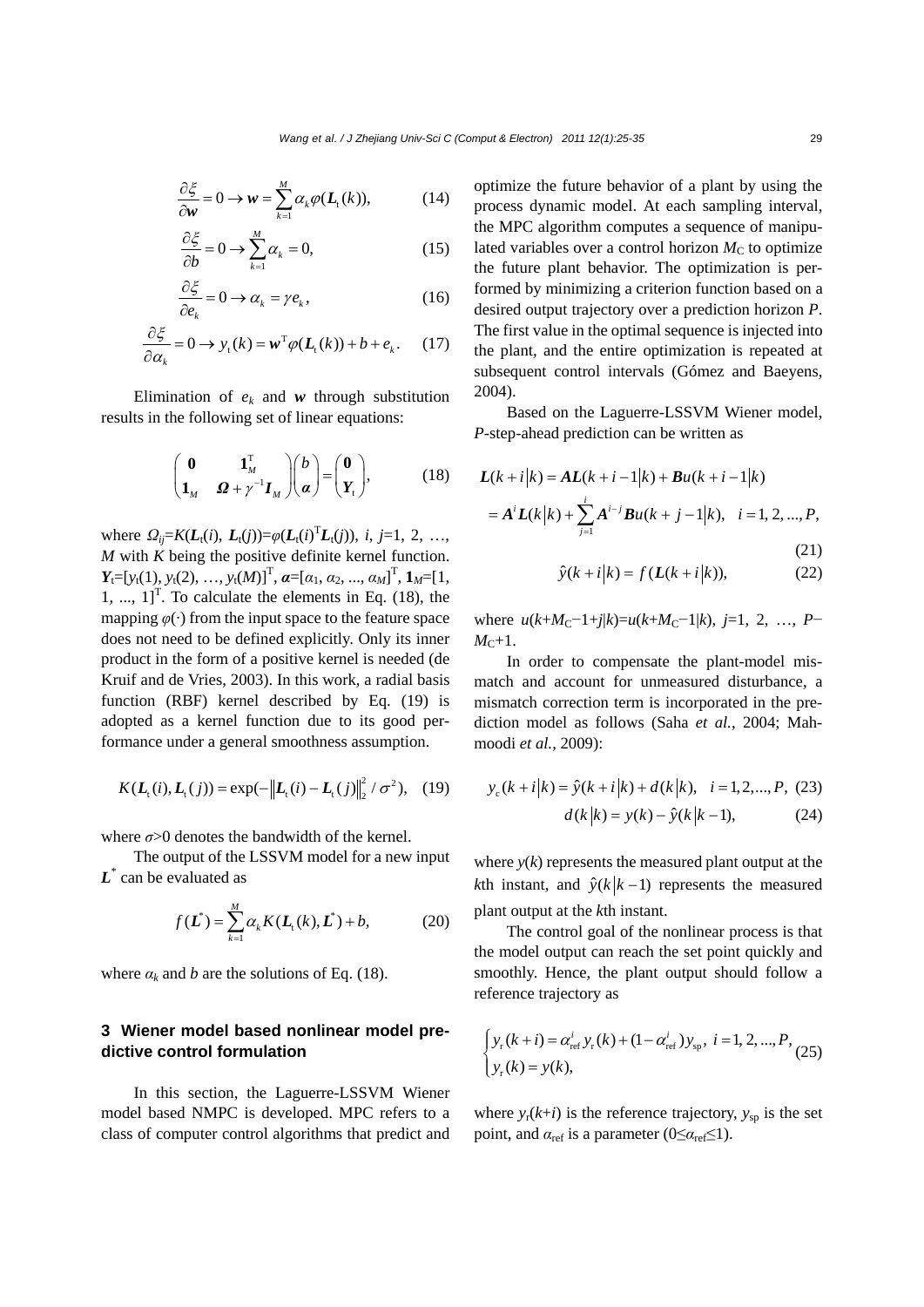$$\frac{\partial \xi}{\partial \boldsymbol{w}} = 0 \rightarrow \boldsymbol{w} = \sum_{k=1}^{M} \alpha_k \varphi(\boldsymbol{L}_{\mathrm{t}}(k)), \tag{14}$$

$$\frac{\partial \xi}{\partial b} = 0 \rightarrow \sum_{k=1}^{M} \alpha_k = 0, \tag{15}$$

$$\frac{\partial \xi}{\partial e_k} = 0 \rightarrow \alpha_k = \gamma e_k, \tag{16}$$

$$\frac{\partial \xi}{\partial \alpha_k} = 0 \rightarrow y_{\mathrm{t}}(k) = \boldsymbol{w}^{\mathrm{T}} \varphi(\boldsymbol{L}_{\mathrm{t}}(k)) + b + e_k. \tag{17}$$

Elimination of $e_k$ and $\boldsymbol{w}$ through substitution results in the following set of linear equations:

$$\begin{pmatrix} \boldsymbol{0} & \boldsymbol{1}_M^{\mathrm{T}} \\ \boldsymbol{1}_M & \boldsymbol{\Omega} + \gamma^{-1} \boldsymbol{I}_M \end{pmatrix} \begin{pmatrix} b \\ \boldsymbol{\alpha} \end{pmatrix} = \begin{pmatrix} \boldsymbol{0} \\ \boldsymbol{Y}_{\mathrm{t}} \end{pmatrix}, \tag{18}$$

where $\Omega_{ij}=K(\boldsymbol{L}_{\mathrm{t}}(i), \boldsymbol{L}_{\mathrm{t}}(j))=\varphi(\boldsymbol{L}_{\mathrm{t}}(i)^{\mathrm{T}}\boldsymbol{L}_{\mathrm{t}}(j))$, $i, j=1, 2, \ldots, M$ with $K$ being the positive definite kernel function. $\boldsymbol{Y}_{\mathrm{t}}=[y_{\mathrm{t}}(1), y_{\mathrm{t}}(2), \ldots, y_{\mathrm{t}}(M)]^{\mathrm{T}}$, $\boldsymbol{\alpha}=[\alpha_1, \alpha_2, \ldots, \alpha_M]^{\mathrm{T}}$, $\boldsymbol{1}_M=[1, 1, \ldots, 1]^{\mathrm{T}}$. To calculate the elements in Eq. (18), the mapping $\varphi(\cdot)$ from the input space to the feature space does not need to be defined explicitly. Only its inner product in the form of a positive kernel is needed (de Kruif and de Vries, 2003). In this work, a radial basis function (RBF) kernel described by Eq. (19) is adopted as a kernel function due to its good performance under a general smoothness assumption.

$$K(\boldsymbol{L}_{\mathrm{t}}(i), \boldsymbol{L}_{\mathrm{t}}(j)) = \exp(-\|\boldsymbol{L}_{\mathrm{t}}(i) - \boldsymbol{L}_{\mathrm{t}}(j)\|_2^2 / \sigma^2), \tag{19}$$

where $\sigma>0$ denotes the bandwidth of the kernel.

The output of the LSSVM model for a new input $\boldsymbol{L}^*$ can be evaluated as

$$f(\boldsymbol{L}^*) = \sum_{k=1}^{M} \alpha_k K(\boldsymbol{L}_{\mathrm{t}}(k), \boldsymbol{L}^*) + b, \tag{20}$$

where $\alpha_k$ and $b$ are the solutions of Eq. (18).

## 3 Wiener model based nonlinear model predictive control formulation

In this section, the Laguerre-LSSVM Wiener model based NMPC is developed. MPC refers to a class of computer control algorithms that predict and optimize the future behavior of a plant by using the process dynamic model. At each sampling interval, the MPC algorithm computes a sequence of manipulated variables over a control horizon $M_{\mathrm{C}}$ to optimize the future plant behavior. The optimization is performed by minimizing a criterion function based on a desired output trajectory over a prediction horizon $P$. The first value in the optimal sequence is injected into the plant, and the entire optimization is repeated at subsequent control intervals (Gómez and Baeyens, 2004).

Based on the Laguerre-LSSVM Wiener model, $P$-step-ahead prediction can be written as

$$\begin{aligned} \boldsymbol{L}(k+i|k) &= \boldsymbol{A}\boldsymbol{L}(k+i-1|k) + \boldsymbol{B}u(k+i-1|k) \\ &= \boldsymbol{A}^i \boldsymbol{L}(k|k) + \sum_{j=1}^{i} \boldsymbol{A}^{i-j} \boldsymbol{B}u(k+j-1|k), \quad i=1, 2, \ldots, P, \end{aligned} \tag{21}$$

$$\hat{y}(k+i|k) = f(\boldsymbol{L}(k+i|k)), \tag{22}$$

where $u(k+M_{\mathrm{C}}-1+j|k)=u(k+M_{\mathrm{C}}-1|k)$, $j=1, 2, \ldots, P-M_{\mathrm{C}}+1$.

In order to compensate the plant-model mismatch and account for unmeasured disturbance, a mismatch correction term is incorporated in the prediction model as follows (Saha *et al.*, 2004; Mahmoodi *et al.*, 2009):

$$y_{\mathrm{c}}(k+i|k) = \hat{y}(k+i|k) + d(k|k), \quad i=1,2,\ldots,P, \tag{23}$$

$$d(k|k) = y(k) - \hat{y}(k|k-1), \tag{24}$$

where $y(k)$ represents the measured plant output at the $k$th instant, and $\hat{y}(k|k-1)$ represents the measured plant output at the $k$th instant.

The control goal of the nonlinear process is that the model output can reach the set point quickly and smoothly. Hence, the plant output should follow a reference trajectory as

$$\begin{cases} y_{\mathrm{r}}(k+i) = \alpha_{\mathrm{ref}}^i y_{\mathrm{r}}(k) + (1-\alpha_{\mathrm{ref}}^i) y_{\mathrm{sp}}, \ i=1, 2, \ldots, P, \\ y_{\mathrm{r}}(k) = y(k), \end{cases} \tag{25}$$

where $y_{\mathrm{r}}(k+i)$ is the reference trajectory, $y_{\mathrm{sp}}$ is the set point, and $\alpha_{\mathrm{ref}}$ is a parameter ($0\leq\alpha_{\mathrm{ref}}\leq1$).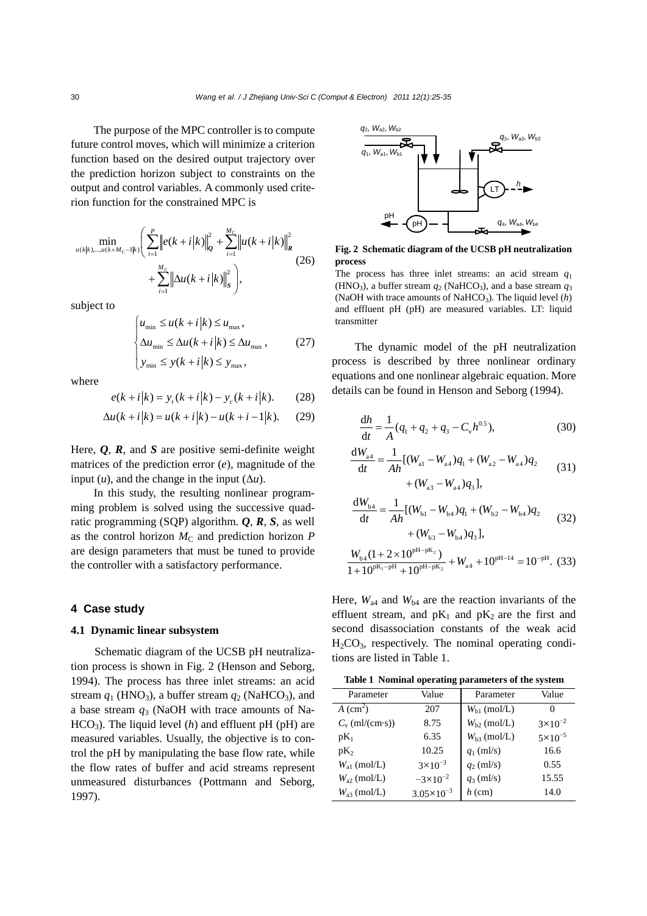The purpose of the MPC controller is to compute future control moves, which will minimize a criterion function based on the desired output trajectory over the prediction horizon subject to constraints on the output and control variables. A commonly used criterion function for the constrained MPC is

$$\min_{u(k|k),\ldots,u(k+M_C-1|k)} \left( \sum_{i=1}^{P} \left\| e(k+i|k) \right\|_{\boldsymbol{Q}}^2 + \sum_{i=1}^{M_C} \left\| u(k+i|k) \right\|_{\boldsymbol{R}}^2 + \sum_{i=1}^{M_C} \left\| \Delta u(k+i|k) \right\|_{\boldsymbol{S}}^2 \right), \tag{26}$$

subject to

$$\begin{cases} u_{\min} \le u(k+i|k) \le u_{\max}, \\ \Delta u_{\min} \le \Delta u(k+i|k) \le \Delta u_{\max}, \\ y_{\min} \le y(k+i|k) \le y_{\max}, \end{cases} \tag{27}$$

where

$$e(k+i|k) = y_{\mathrm{r}}(k+i|k) - y_{\mathrm{c}}(k+i|k). \tag{28}$$

$$\Delta u(k+i|k) = u(k+i|k) - u(k+i-1|k). \tag{29}$$

Here, $\boldsymbol{Q}$, $\boldsymbol{R}$, and $\boldsymbol{S}$ are positive semi-definite weight matrices of the prediction error ($e$), magnitude of the input ($u$), and the change in the input ($\Delta u$).

In this study, the resulting nonlinear programming problem is solved using the successive quadratic programming (SQP) algorithm. $\boldsymbol{Q}$, $\boldsymbol{R}$, $\boldsymbol{S}$, as well as the control horizon $M_C$ and prediction horizon $P$ are design parameters that must be tuned to provide the controller with a satisfactory performance.

## 4 Case study

### 4.1 Dynamic linear subsystem

Schematic diagram of the UCSB pH neutralization process is shown in Fig. 2 (Henson and Seborg, 1994). The process has three inlet streams: an acid stream $q_1$ ($HNO_3$), a buffer stream $q_2$ ($NaHCO_3$), and a base stream $q_3$ (NaOH with trace amounts of $NaHCO_3$). The liquid level ($h$) and effluent pH (pH) are measured variables. Usually, the objective is to control the pH by manipulating the base flow rate, while the flow rates of buffer and acid streams represent unmeasured disturbances (Pottmann and Seborg, 1997).

**Fig. 2 Schematic diagram of the UCSB pH neutralization process**

The process has three inlet streams: an acid stream $q_1$ ($HNO_3$), a buffer stream $q_2$ ($NaHCO_3$), and a base stream $q_3$ (NaOH with trace amounts of $NaHCO_3$). The liquid level ($h$) and effluent pH (pH) are measured variables. LT: liquid transmitter

The dynamic model of the pH neutralization process is described by three nonlinear ordinary equations and one nonlinear algebraic equation. More details can be found in Henson and Seborg (1994).

$$\frac{\mathrm{d}h}{\mathrm{d}t} = \frac{1}{A}(q_1 + q_2 + q_3 - C_{\mathrm{v}} h^{0.5}), \tag{30}$$

$$\frac{\mathrm{d}W_{\mathrm{a4}}}{\mathrm{d}t} = \frac{1}{Ah}[(W_{\mathrm{a1}} - W_{\mathrm{a4}})q_1 + (W_{\mathrm{a2}} - W_{\mathrm{a4}})q_2 + (W_{\mathrm{a3}} - W_{\mathrm{a4}})q_3], \tag{31}$$

$$\frac{\mathrm{d}W_{\mathrm{b4}}}{\mathrm{d}t} = \frac{1}{Ah}[(W_{\mathrm{b1}} - W_{\mathrm{b4}})q_1 + (W_{\mathrm{b2}} - W_{\mathrm{b4}})q_2 + (W_{\mathrm{b3}} - W_{\mathrm{b4}})q_3], \tag{32}$$

$$\frac{W_{\mathrm{b4}}(1 + 2\times 10^{\mathrm{pH}-\mathrm{pK}_2})}{1 + 10^{\mathrm{pK}_1-\mathrm{pH}} + 10^{\mathrm{pH}-\mathrm{pK}_2}} + W_{\mathrm{a4}} + 10^{\mathrm{pH}-14} = 10^{-\mathrm{pH}}. \tag{33}$$

Here, $W_{a4}$ and $W_{b4}$ are the reaction invariants of the effluent stream, and $pK_1$ and $pK_2$ are the first and second disassociation constants of the weak acid $H_2CO_3$, respectively. The nominal operating conditions are listed in Table 1.

**Table 1 Nominal operating parameters of the system**

| Parameter | Value | Parameter | Value |
|---|---|---|---|
| $A$ (cm$^2$) | 207 | $W_{b1}$ (mol/L) | 0 |
| $C_v$ (ml/(cm·s)) | 8.75 | $W_{b2}$ (mol/L) | $3\times10^{-2}$ |
| $pK_1$ | 6.35 | $W_{b3}$ (mol/L) | $5\times10^{-5}$ |
| $pK_2$ | 10.25 | $q_1$ (ml/s) | 16.6 |
| $W_{a1}$ (mol/L) | $3\times10^{-3}$ | $q_2$ (ml/s) | 0.55 |
| $W_{a2}$ (mol/L) | $-3\times10^{-2}$ | $q_3$ (ml/s) | 15.55 |
| $W_{a3}$ (mol/L) | $3.05\times10^{-3}$ | $h$ (cm) | 14.0 |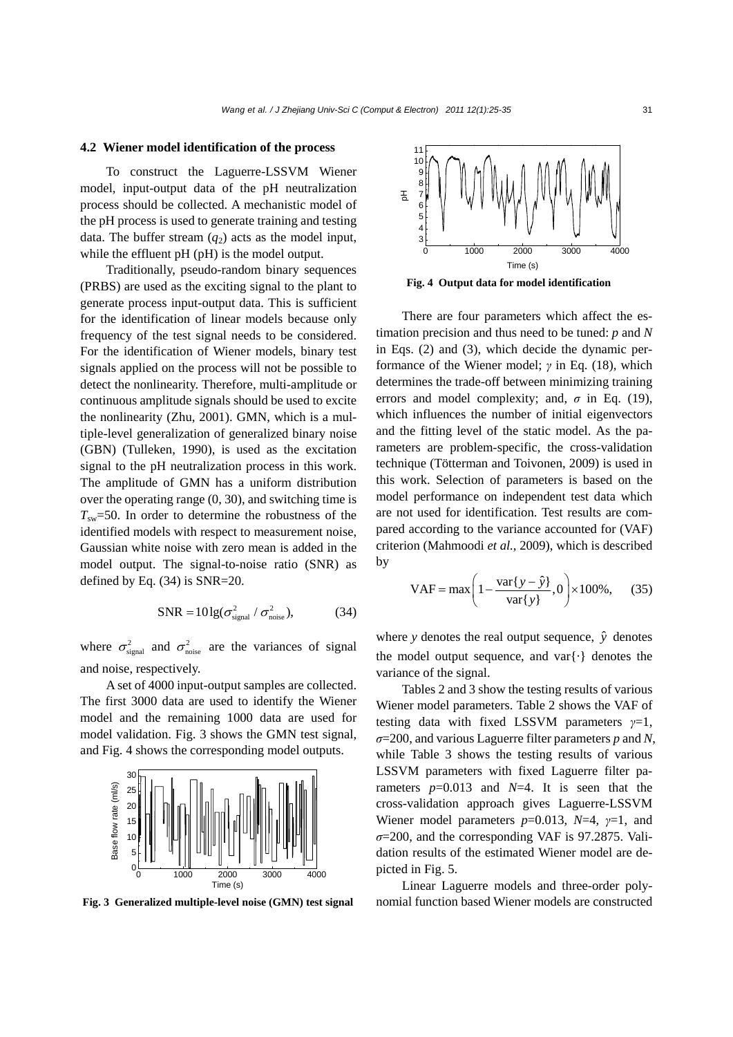### 4.2 Wiener model identification of the process

To construct the Laguerre-LSSVM Wiener model, input-output data of the pH neutralization process should be collected. A mechanistic model of the pH process is used to generate training and testing data. The buffer stream ($q_2$) acts as the model input, while the effluent pH (pH) is the model output.

Traditionally, pseudo-random binary sequences (PRBS) are used as the exciting signal to the plant to generate process input-output data. This is sufficient for the identification of linear models because only frequency of the test signal needs to be considered. For the identification of Wiener models, binary test signals applied on the process will not be possible to detect the nonlinearity. Therefore, multi-amplitude or continuous amplitude signals should be used to excite the nonlinearity (Zhu, 2001). GMN, which is a multiple-level generalization of generalized binary noise (GBN) (Tulleken, 1990), is used as the excitation signal to the pH neutralization process in this work. The amplitude of GMN has a uniform distribution over the operating range (0, 30), and switching time is $T_{sw}$=50. In order to determine the robustness of the identified models with respect to measurement noise, Gaussian white noise with zero mean is added in the model output. The signal-to-noise ratio (SNR) as defined by Eq. (34) is SNR=20.

$$\text{SNR} = 10\lg(\sigma_{\text{signal}}^2 / \sigma_{\text{noise}}^2), \tag{34}$$

where $\sigma_{\text{signal}}^2$ and $\sigma_{\text{noise}}^2$ are the variances of signal and noise, respectively.

A set of 4000 input-output samples are collected. The first 3000 data are used to identify the Wiener model and the remaining 1000 data are used for model validation. Fig. 3 shows the GMN test signal, and Fig. 4 shows the corresponding model outputs.

**Fig. 3 Generalized multiple-level noise (GMN) test signal**

**Fig. 4 Output data for model identification**

There are four parameters which affect the estimation precision and thus need to be tuned: $p$ and $N$ in Eqs. (2) and (3), which decide the dynamic performance of the Wiener model; $\gamma$ in Eq. (18), which determines the trade-off between minimizing training errors and model complexity; and, $\sigma$ in Eq. (19), which influences the number of initial eigenvectors and the fitting level of the static model. As the parameters are problem-specific, the cross-validation technique (Tötterman and Toivonen, 2009) is used in this work. Selection of parameters is based on the model performance on independent test data which are not used for identification. Test results are compared according to the variance accounted for (VAF) criterion (Mahmoodi *et al.*, 2009), which is described by

$$\text{VAF} = \max\left(1 - \frac{\text{var}\{y - \hat{y}\}}{\text{var}\{y\}}, 0\right) \times 100\%, \tag{35}$$

where $y$ denotes the real output sequence, $\hat{y}$ denotes the model output sequence, and var{·} denotes the variance of the signal.

Tables 2 and 3 show the testing results of various Wiener model parameters. Table 2 shows the VAF of testing data with fixed LSSVM parameters $\gamma$=1, $\sigma$=200, and various Laguerre filter parameters $p$ and $N$, while Table 3 shows the testing results of various LSSVM parameters with fixed Laguerre filter parameters $p$=0.013 and $N$=4. It is seen that the cross-validation approach gives Laguerre-LSSVM Wiener model parameters $p$=0.013, $N$=4, $\gamma$=1, and $\sigma$=200, and the corresponding VAF is 97.2875. Validation results of the estimated Wiener model are depicted in Fig. 5.

Linear Laguerre models and three-order polynomial function based Wiener models are constructed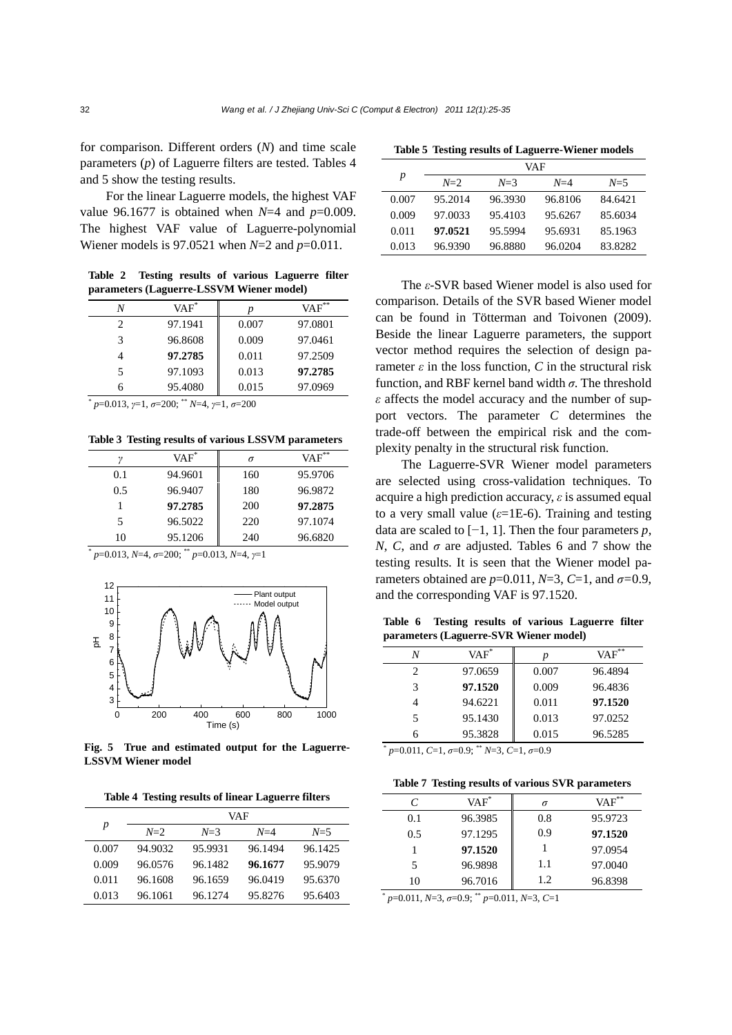for comparison. Different orders ($N$) and time scale parameters ($p$) of Laguerre filters are tested. Tables 4 and 5 show the testing results.

For the linear Laguerre models, the highest VAF value 96.1677 is obtained when $N$=4 and $p$=0.009. The highest VAF value of Laguerre-polynomial Wiener models is 97.0521 when $N$=2 and $p$=0.011.

**Table 2 Testing results of various Laguerre filter parameters (Laguerre-LSSVM Wiener model)**

| $N$ | VAF* | $p$ | VAF** |
|---|---|---|---|
| 2 | 97.1941 | 0.007 | 97.0801 |
| 3 | 96.8608 | 0.009 | 97.0461 |
| 4 | **97.2785** | 0.011 | 97.2509 |
| 5 | 97.1093 | 0.013 | **97.2785** |
| 6 | 95.4080 | 0.015 | 97.0969 |

* $p$=0.013, $\gamma$=1, $\sigma$=200; ** $N$=4, $\gamma$=1, $\sigma$=200

**Table 3 Testing results of various LSSVM parameters**

| $\gamma$ | VAF* | $\sigma$ | VAF** |
|---|---|---|---|
| 0.1 | 94.9601 | 160 | 95.9706 |
| 0.5 | 96.9407 | 180 | 96.9872 |
| 1 | **97.2785** | 200 | **97.2875** |
| 5 | 96.5022 | 220 | 97.1074 |
| 10 | 95.1206 | 240 | 96.6820 |

* $p$=0.013, $N$=4, $\sigma$=200; ** $p$=0.013, $N$=4, $\gamma$=1

**Fig. 5 True and estimated output for the Laguerre-LSSVM Wiener model**

**Table 4 Testing results of linear Laguerre filters**

| $p$ | VAF | | | |
|---|---|---|---|---|
| | $N$=2 | $N$=3 | $N$=4 | $N$=5 |
| 0.007 | 94.9032 | 95.9931 | 96.1494 | 96.1425 |
| 0.009 | 96.0576 | 96.1482 | **96.1677** | 95.9079 |
| 0.011 | 96.1608 | 96.1659 | 96.0419 | 95.6370 |
| 0.013 | 96.1061 | 96.1274 | 95.8276 | 95.6403 |

**Table 5 Testing results of Laguerre-Wiener models**

| $p$ | VAF | | | |
|---|---|---|---|---|
| | $N$=2 | $N$=3 | $N$=4 | $N$=5 |
| 0.007 | 95.2014 | 96.3930 | 96.8106 | 84.6421 |
| 0.009 | 97.0033 | 95.4103 | 95.6267 | 85.6034 |
| 0.011 | **97.0521** | 95.5994 | 95.6931 | 85.1963 |
| 0.013 | 96.9390 | 96.8880 | 96.0204 | 83.8282 |

The $\varepsilon$-SVR based Wiener model is also used for comparison. Details of the SVR based Wiener model can be found in Tötterman and Toivonen (2009). Beside the linear Laguerre parameters, the support vector method requires the selection of design parameter $\varepsilon$ in the loss function, $C$ in the structural risk function, and RBF kernel band width $\sigma$. The threshold $\varepsilon$ affects the model accuracy and the number of support vectors. The parameter $C$ determines the trade-off between the empirical risk and the complexity penalty in the structural risk function.

The Laguerre-SVR Wiener model parameters are selected using cross-validation techniques. To acquire a high prediction accuracy, $\varepsilon$ is assumed equal to a very small value ($\varepsilon$=1E-6). Training and testing data are scaled to [−1, 1]. Then the four parameters $p$, $N$, $C$, and $\sigma$ are adjusted. Tables 6 and 7 show the testing results. It is seen that the Wiener model parameters obtained are $p$=0.011, $N$=3, $C$=1, and $\sigma$=0.9, and the corresponding VAF is 97.1520.

**Table 6 Testing results of various Laguerre filter parameters (Laguerre-SVR Wiener model)**

| $N$ | VAF* | $p$ | VAF** |
|---|---|---|---|
| 2 | 97.0659 | 0.007 | 96.4894 |
| 3 | **97.1520** | 0.009 | 96.4836 |
| 4 | 94.6221 | 0.011 | **97.1520** |
| 5 | 95.1430 | 0.013 | 97.0252 |
| 6 | 95.3828 | 0.015 | 96.5285 |

* $p$=0.011, $C$=1, $\sigma$=0.9; ** $N$=3, $C$=1, $\sigma$=0.9

**Table 7 Testing results of various SVR parameters**

| $C$ | VAF* | $\sigma$ | VAF** |
|---|---|---|---|
| 0.1 | 96.3985 | 0.8 | 95.9723 |
| 0.5 | 97.1295 | 0.9 | **97.1520** |
| 1 | **97.1520** | 1 | 97.0954 |
| 5 | 96.9898 | 1.1 | 97.0040 |
| 10 | 96.7016 | 1.2 | 96.8398 |

* $p$=0.011, $N$=3, $\sigma$=0.9; ** $p$=0.011, $N$=3, $C$=1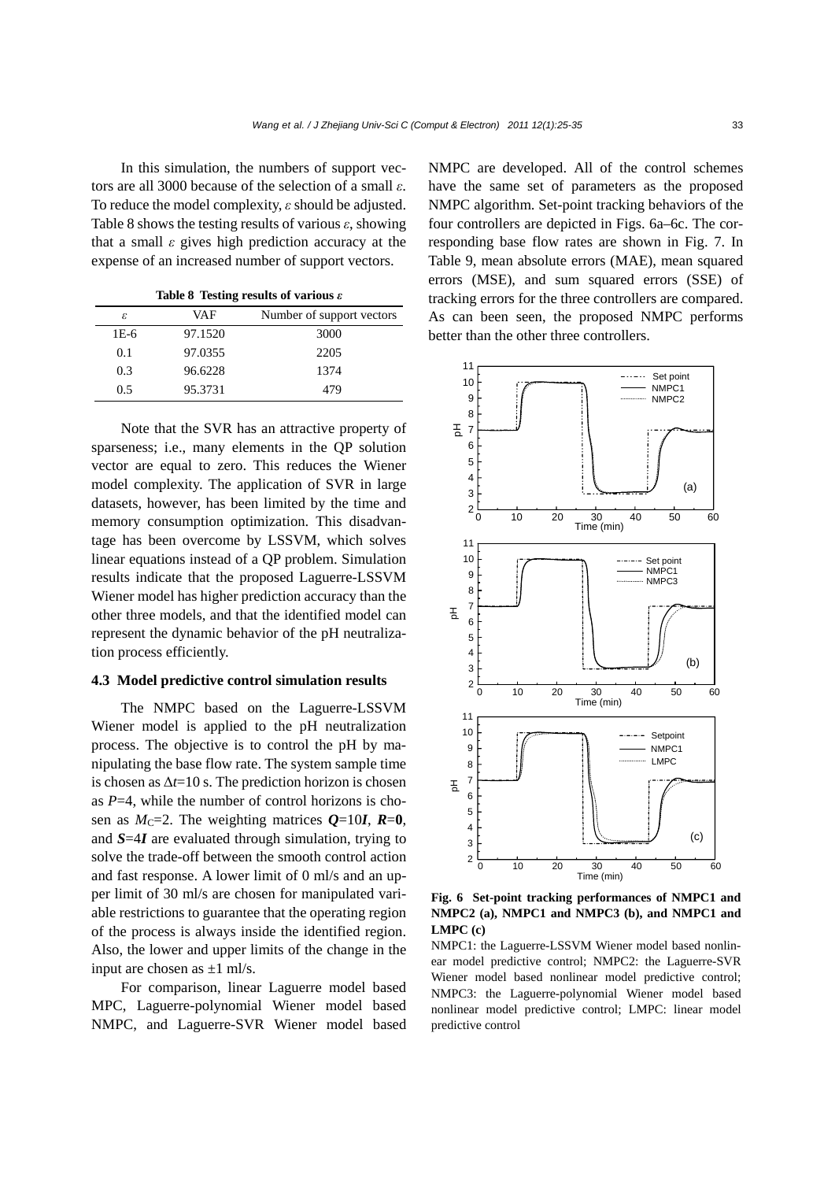In this simulation, the numbers of support vectors are all 3000 because of the selection of a small $\varepsilon$. To reduce the model complexity, $\varepsilon$ should be adjusted. Table 8 shows the testing results of various $\varepsilon$, showing that a small $\varepsilon$ gives high prediction accuracy at the expense of an increased number of support vectors.

**Table 8 Testing results of various $\varepsilon$**

| $\varepsilon$ | VAF | Number of support vectors |
|---|---|---|
| 1E-6 | 97.1520 | 3000 |
| 0.1 | 97.0355 | 2205 |
| 0.3 | 96.6228 | 1374 |
| 0.5 | 95.3731 | 479 |

Note that the SVR has an attractive property of sparseness; i.e., many elements in the QP solution vector are equal to zero. This reduces the Wiener model complexity. The application of SVR in large datasets, however, has been limited by the time and memory consumption optimization. This disadvantage has been overcome by LSSVM, which solves linear equations instead of a QP problem. Simulation results indicate that the proposed Laguerre-LSSVM Wiener model has higher prediction accuracy than the other three models, and that the identified model can represent the dynamic behavior of the pH neutralization process efficiently.

### 4.3 Model predictive control simulation results

The NMPC based on the Laguerre-LSSVM Wiener model is applied to the pH neutralization process. The objective is to control the pH by manipulating the base flow rate. The system sample time is chosen as $\Delta t$=10 s. The prediction horizon is chosen as $P$=4, while the number of control horizons is chosen as $M_C$=2. The weighting matrices $\boldsymbol{Q}$=10$\boldsymbol{I}$, $\boldsymbol{R}$=$\boldsymbol{0}$, and $\boldsymbol{S}$=4$\boldsymbol{I}$ are evaluated through simulation, trying to solve the trade-off between the smooth control action and fast response. A lower limit of 0 ml/s and an upper limit of 30 ml/s are chosen for manipulated variable restrictions to guarantee that the operating region of the process is always inside the identified region. Also, the lower and upper limits of the change in the input are chosen as ±1 ml/s.

For comparison, linear Laguerre model based MPC, Laguerre-polynomial Wiener model based NMPC, and Laguerre-SVR Wiener model based NMPC are developed. All of the control schemes have the same set of parameters as the proposed NMPC algorithm. Set-point tracking behaviors of the four controllers are depicted in Figs. 6a–6c. The corresponding base flow rates are shown in Fig. 7. In Table 9, mean absolute errors (MAE), mean squared errors (MSE), and sum squared errors (SSE) of tracking errors for the three controllers are compared. As can been seen, the proposed NMPC performs better than the other three controllers.

**Fig. 6 Set-point tracking performances of NMPC1 and NMPC2 (a), NMPC1 and NMPC3 (b), and NMPC1 and LMPC (c)**

NMPC1: the Laguerre-LSSVM Wiener model based nonlinear model predictive control; NMPC2: the Laguerre-SVR Wiener model based nonlinear model predictive control; NMPC3: the Laguerre-polynomial Wiener model based nonlinear model predictive control; LMPC: linear model predictive control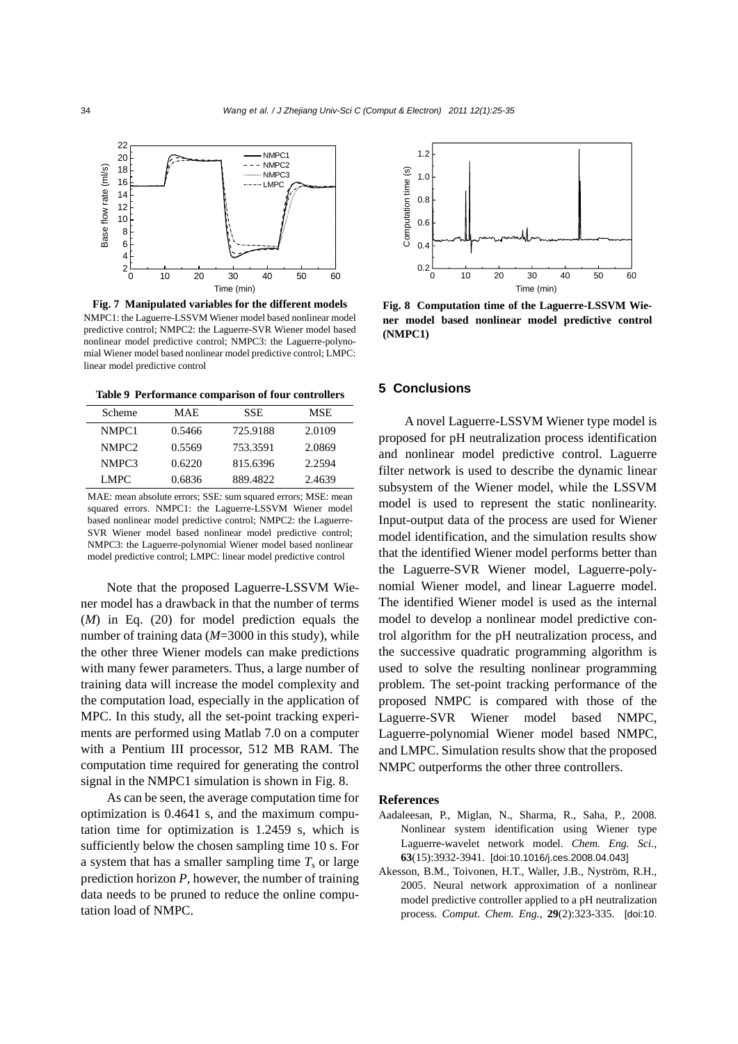Fig. 7 Manipulated variables for the different models

NMPC1: the Laguerre-LSSVM Wiener model based nonlinear model predictive control; NMPC2: the Laguerre-SVR Wiener model based nonlinear model predictive control; NMPC3: the Laguerre-polynomial Wiener model based nonlinear model predictive control; LMPC: linear model predictive control

**Table 9 Performance comparison of four controllers**

| Scheme | MAE | SSE | MSE |
|---|---|---|---|
| NMPC1 | 0.5466 | 725.9188 | 2.0109 |
| NMPC2 | 0.5569 | 753.3591 | 2.0869 |
| NMPC3 | 0.6220 | 815.6396 | 2.2594 |
| LMPC | 0.6836 | 889.4822 | 2.4639 |

MAE: mean absolute errors; SSE: sum squared errors; MSE: mean squared errors. NMPC1: the Laguerre-LSSVM Wiener model based nonlinear model predictive control; NMPC2: the Laguerre-SVR Wiener model based nonlinear model predictive control; NMPC3: the Laguerre-polynomial Wiener model based nonlinear model predictive control; LMPC: linear model predictive control

Note that the proposed Laguerre-LSSVM Wiener model has a drawback in that the number of terms ($M$) in Eq. (20) for model prediction equals the number of training data ($M$=3000 in this study), while the other three Wiener models can make predictions with many fewer parameters. Thus, a large number of training data will increase the model complexity and the computation load, especially in the application of MPC. In this study, all the set-point tracking experiments are performed using Matlab 7.0 on a computer with a Pentium III processor, 512 MB RAM. The computation time required for generating the control signal in the NMPC1 simulation is shown in Fig. 8.

As can be seen, the average computation time for optimization is 0.4641 s, and the maximum computation time for optimization is 1.2459 s, which is sufficiently below the chosen sampling time 10 s. For a system that has a smaller sampling time $T_s$ or large prediction horizon $P$, however, the number of training data needs to be pruned to reduce the online computation load of NMPC.

**Fig. 8 Computation time of the Laguerre-LSSVM Wiener model based nonlinear model predictive control (NMPC1)**

## 5 Conclusions

A novel Laguerre-LSSVM Wiener type model is proposed for pH neutralization process identification and nonlinear model predictive control. Laguerre filter network is used to describe the dynamic linear subsystem of the Wiener model, while the LSSVM model is used to represent the static nonlinearity. Input-output data of the process are used for Wiener model identification, and the simulation results show that the identified Wiener model performs better than the Laguerre-SVR Wiener model, Laguerre-polynomial Wiener model, and linear Laguerre model. The identified Wiener model is used as the internal model to develop a nonlinear model predictive control algorithm for the pH neutralization process, and the successive quadratic programming algorithm is used to solve the resulting nonlinear programming problem. The set-point tracking performance of the proposed NMPC is compared with those of the Laguerre-SVR Wiener model based NMPC, Laguerre-polynomial Wiener model based NMPC, and LMPC. Simulation results show that the proposed NMPC outperforms the other three controllers.

### References

Aadaleesan, P., Miglan, N., Sharma, R., Saha, P., 2008. Nonlinear system identification using Wiener type Laguerre-wavelet network model. *Chem. Eng. Sci.*, **63**(15):3932-3941. [doi:10.1016/j.ces.2008.04.043]

Akesson, B.M., Toivonen, H.T., Waller, J.B., Nyström, R.H., 2005. Neural network approximation of a nonlinear model predictive controller applied to a pH neutralization process. *Comput. Chem. Eng.*, **29**(2):323-335. [doi:10.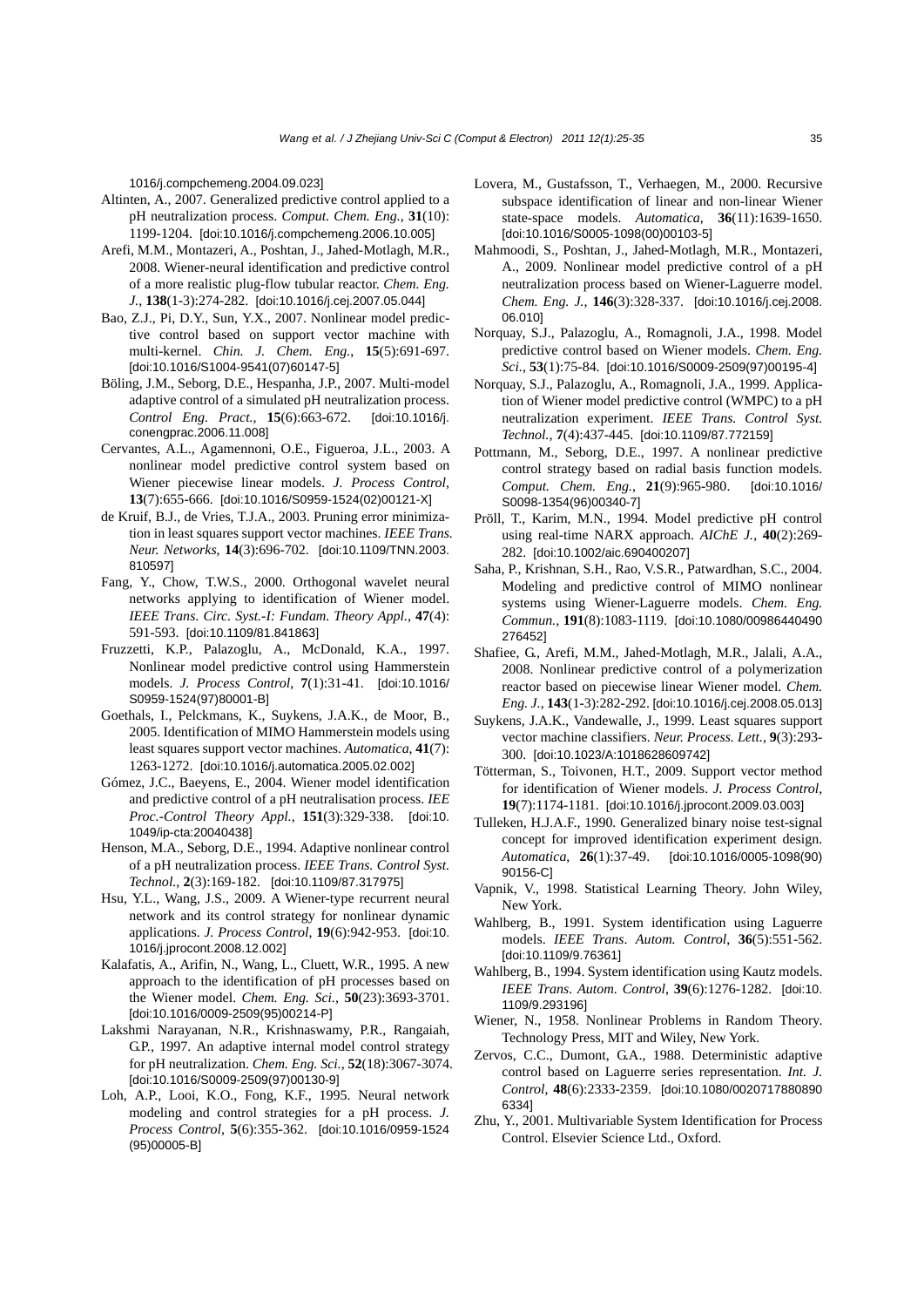1016/j.compchemeng.2004.09.023]

Altinten, A., 2007. Generalized predictive control applied to a pH neutralization process. *Comput. Chem. Eng.*, **31**(10): 1199-1204. [doi:10.1016/j.compchemeng.2006.10.005]

Arefi, M.M., Montazeri, A., Poshtan, J., Jahed-Motlagh, M.R., 2008. Wiener-neural identification and predictive control of a more realistic plug-flow tubular reactor. *Chem. Eng. J.*, **138**(1-3):274-282. [doi:10.1016/j.cej.2007.05.044]

Bao, Z.J., Pi, D.Y., Sun, Y.X., 2007. Nonlinear model predictive control based on support vector machine with multi-kernel. *Chin. J. Chem. Eng.*, **15**(5):691-697. [doi:10.1016/S1004-9541(07)60147-5]

Böling, J.M., Seborg, D.E., Hespanha, J.P., 2007. Multi-model adaptive control of a simulated pH neutralization process. *Control Eng. Pract.*, **15**(6):663-672. [doi:10.1016/j.conengprac.2006.11.008]

Cervantes, A.L., Agamennoni, O.E., Figueroa, J.L., 2003. A nonlinear model predictive control system based on Wiener piecewise linear models. *J. Process Control*, **13**(7):655-666. [doi:10.1016/S0959-1524(02)00121-X]

de Kruif, B.J., de Vries, T.J.A., 2003. Pruning error minimization in least squares support vector machines. *IEEE Trans. Neur. Networks*, **14**(3):696-702. [doi:10.1109/TNN.2003.810597]

Fang, Y., Chow, T.W.S., 2000. Orthogonal wavelet neural networks applying to identification of Wiener model. *IEEE Trans. Circ. Syst.-I: Fundam. Theory Appl.*, **47**(4): 591-593. [doi:10.1109/81.841863]

Fruzzetti, K.P., Palazoglu, A., McDonald, K.A., 1997. Nonlinear model predictive control using Hammerstein models. *J. Process Control*, **7**(1):31-41. [doi:10.1016/S0959-1524(97)80001-B]

Goethals, I., Pelckmans, K., Suykens, J.A.K., de Moor, B., 2005. Identification of MIMO Hammerstein models using least squares support vector machines. *Automatica*, **41**(7): 1263-1272. [doi:10.1016/j.automatica.2005.02.002]

Gómez, J.C., Baeyens, E., 2004. Wiener model identification and predictive control of a pH neutralisation process. *IEE Proc.-Control Theory Appl.*, **151**(3):329-338. [doi:10.1049/ip-cta:20040438]

Henson, M.A., Seborg, D.E., 1994. Adaptive nonlinear control of a pH neutralization process. *IEEE Trans. Control Syst. Technol.*, **2**(3):169-182. [doi:10.1109/87.317975]

Hsu, Y.L., Wang, J.S., 2009. A Wiener-type recurrent neural network and its control strategy for nonlinear dynamic applications. *J. Process Control*, **19**(6):942-953. [doi:10.1016/j.jprocont.2008.12.002]

Kalafatis, A., Arifin, N., Wang, L., Cluett, W.R., 1995. A new approach to the identification of pH processes based on the Wiener model. *Chem. Eng. Sci.*, **50**(23):3693-3701. [doi:10.1016/0009-2509(95)00214-P]

Lakshmi Narayanan, N.R., Krishnaswamy, P.R., Rangaiah, G.P., 1997. An adaptive internal model control strategy for pH neutralization. *Chem. Eng. Sci.*, **52**(18):3067-3074. [doi:10.1016/S0009-2509(97)00130-9]

Loh, A.P., Looi, K.O., Fong, K.F., 1995. Neural network modeling and control strategies for a pH process. *J. Process Control*, **5**(6):355-362. [doi:10.1016/0959-1524(95)00005-B]

Lovera, M., Gustafsson, T., Verhaegen, M., 2000. Recursive subspace identification of linear and non-linear Wiener state-space models. *Automatica*, **36**(11):1639-1650. [doi:10.1016/S0005-1098(00)00103-5]

Mahmoodi, S., Poshtan, J., Jahed-Motlagh, M.R., Montazeri, A., 2009. Nonlinear model predictive control of a pH neutralization process based on Wiener-Laguerre model. *Chem. Eng. J.*, **146**(3):328-337. [doi:10.1016/j.cej.2008.06.010]

Norquay, S.J., Palazoglu, A., Romagnoli, J.A., 1998. Model predictive control based on Wiener models. *Chem. Eng. Sci.*, **53**(1):75-84. [doi:10.1016/S0009-2509(97)00195-4]

Norquay, S.J., Palazoglu, A., Romagnoli, J.A., 1999. Application of Wiener model predictive control (WMPC) to a pH neutralization experiment. *IEEE Trans. Control Syst. Technol.*, **7**(4):437-445. [doi:10.1109/87.772159]

Pottmann, M., Seborg, D.E., 1997. A nonlinear predictive control strategy based on radial basis function models. *Comput. Chem. Eng.*, **21**(9):965-980. [doi:10.1016/S0098-1354(96)00340-7]

Pröll, T., Karim, M.N., 1994. Model predictive pH control using real-time NARX approach. *AIChE J.*, **40**(2):269-282. [doi:10.1002/aic.690400207]

Saha, P., Krishnan, S.H., Rao, V.S.R., Patwardhan, S.C., 2004. Modeling and predictive control of MIMO nonlinear systems using Wiener-Laguerre models. *Chem. Eng. Commun.*, **191**(8):1083-1119. [doi:10.1080/00986440490276452]

Shafiee, G., Arefi, M.M., Jahed-Motlagh, M.R., Jalali, A.A., 2008. Nonlinear predictive control of a polymerization reactor based on piecewise linear Wiener model. *Chem. Eng. J.*, **143**(1-3):282-292. [doi:10.1016/j.cej.2008.05.013]

Suykens, J.A.K., Vandewalle, J., 1999. Least squares support vector machine classifiers. *Neur. Process. Lett.*, **9**(3):293-300. [doi:10.1023/A:1018628609742]

Tötterman, S., Toivonen, H.T., 2009. Support vector method for identification of Wiener models. *J. Process Control*, **19**(7):1174-1181. [doi:10.1016/j.jprocont.2009.03.003]

Tulleken, H.J.A.F., 1990. Generalized binary noise test-signal concept for improved identification experiment design. *Automatica*, **26**(1):37-49. [doi:10.1016/0005-1098(90)90156-C]

Vapnik, V., 1998. Statistical Learning Theory. John Wiley, New York.

Wahlberg, B., 1991. System identification using Laguerre models. *IEEE Trans. Autom. Control*, **36**(5):551-562. [doi:10.1109/9.76361]

Wahlberg, B., 1994. System identification using Kautz models. *IEEE Trans. Autom. Control*, **39**(6):1276-1282. [doi:10.1109/9.293196]

Wiener, N., 1958. Nonlinear Problems in Random Theory. Technology Press, MIT and Wiley, New York.

Zervos, C.C., Dumont, G.A., 1988. Deterministic adaptive control based on Laguerre series representation. *Int. J. Control*, **48**(6):2333-2359. [doi:10.1080/00207178808906334]

Zhu, Y., 2001. Multivariable System Identification for Process Control. Elsevier Science Ltd., Oxford.